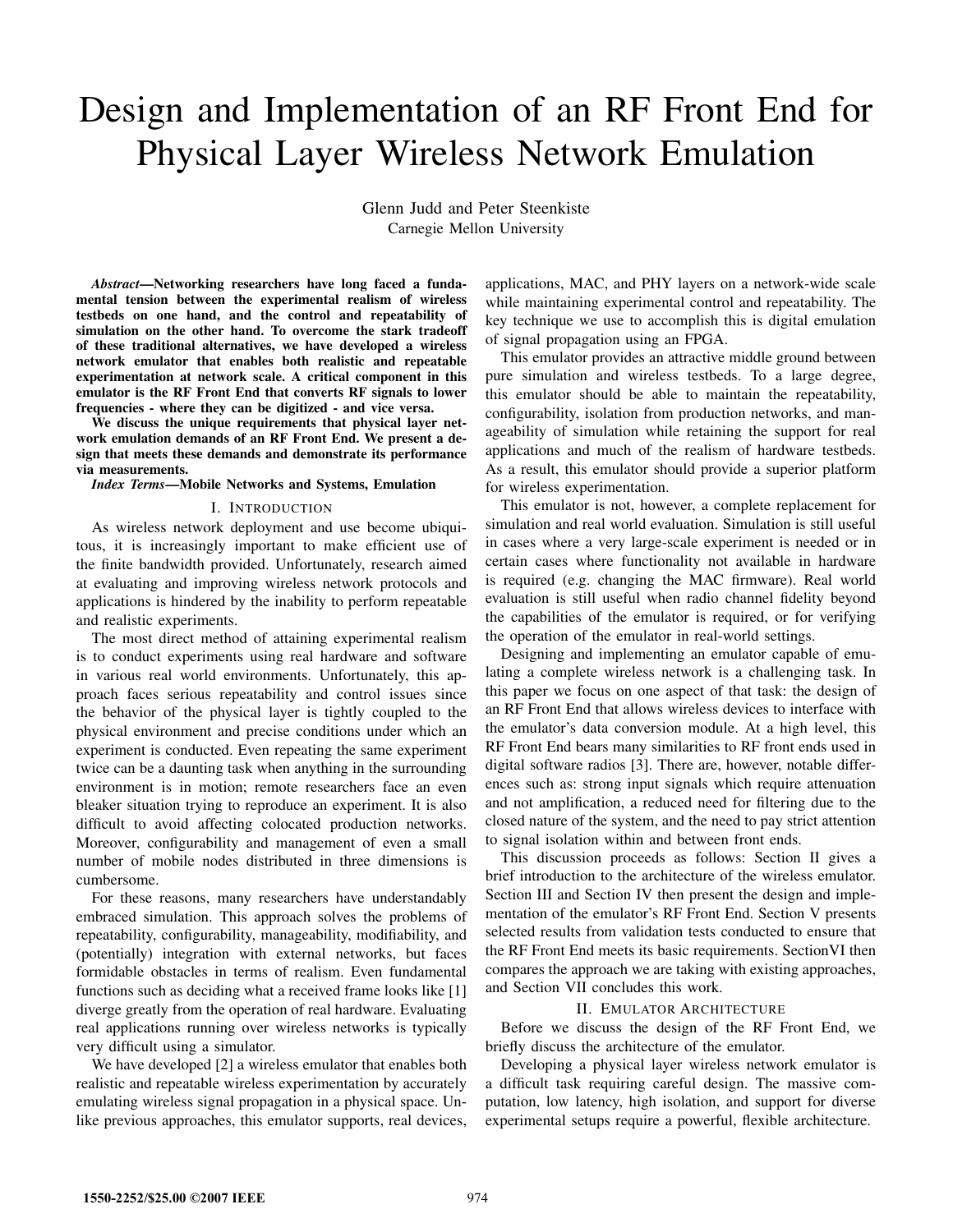# Design and Implementation of an RF Front End for Physical Layer Wireless Network Emulation

Glenn Judd and Peter Steenkiste
Carnegie Mellon University

***Abstract*—Networking researchers have long faced a fundamental tension between the experimental realism of wireless testbeds on one hand, and the control and repeatability of simulation on the other hand. To overcome the stark tradeoff of these traditional alternatives, we have developed a wireless network emulator that enables both realistic and repeatable experimentation at network scale. A critical component in this emulator is the RF Front End that converts RF signals to lower frequencies - where they can be digitized - and vice versa.**

**We discuss the unique requirements that physical layer network emulation demands of an RF Front End. We present a design that meets these demands and demonstrate its performance via measurements.**

***Index Terms*—Mobile Networks and Systems, Emulation**

## I. Introduction

As wireless network deployment and use become ubiquitous, it is increasingly important to make efficient use of the finite bandwidth provided. Unfortunately, research aimed at evaluating and improving wireless network protocols and applications is hindered by the inability to perform repeatable and realistic experiments.

The most direct method of attaining experimental realism is to conduct experiments using real hardware and software in various real world environments. Unfortunately, this approach faces serious repeatability and control issues since the behavior of the physical layer is tightly coupled to the physical environment and precise conditions under which an experiment is conducted. Even repeating the same experiment twice can be a daunting task when anything in the surrounding environment is in motion; remote researchers face an even bleaker situation trying to reproduce an experiment. It is also difficult to avoid affecting colocated production networks. Moreover, configurability and management of even a small number of mobile nodes distributed in three dimensions is cumbersome.

For these reasons, many researchers have understandably embraced simulation. This approach solves the problems of repeatability, configurability, manageability, modifiability, and (potentially) integration with external networks, but faces formidable obstacles in terms of realism. Even fundamental functions such as deciding what a received frame looks like [1] diverge greatly from the operation of real hardware. Evaluating real applications running over wireless networks is typically very difficult using a simulator.

We have developed [2] a wireless emulator that enables both realistic and repeatable wireless experimentation by accurately emulating wireless signal propagation in a physical space. Unlike previous approaches, this emulator supports, real devices, applications, MAC, and PHY layers on a network-wide scale while maintaining experimental control and repeatability. The key technique we use to accomplish this is digital emulation of signal propagation using an FPGA.

This emulator provides an attractive middle ground between pure simulation and wireless testbeds. To a large degree, this emulator should be able to maintain the repeatability, configurability, isolation from production networks, and manageability of simulation while retaining the support for real applications and much of the realism of hardware testbeds. As a result, this emulator should provide a superior platform for wireless experimentation.

This emulator is not, however, a complete replacement for simulation and real world evaluation. Simulation is still useful in cases where a very large-scale experiment is needed or in certain cases where functionality not available in hardware is required (e.g. changing the MAC firmware). Real world evaluation is still useful when radio channel fidelity beyond the capabilities of the emulator is required, or for verifying the operation of the emulator in real-world settings.

Designing and implementing an emulator capable of emulating a complete wireless network is a challenging task. In this paper we focus on one aspect of that task: the design of an RF Front End that allows wireless devices to interface with the emulator's data conversion module. At a high level, this RF Front End bears many similarities to RF front ends used in digital software radios [3]. There are, however, notable differences such as: strong input signals which require attenuation and not amplification, a reduced need for filtering due to the closed nature of the system, and the need to pay strict attention to signal isolation within and between front ends.

This discussion proceeds as follows: Section II gives a brief introduction to the architecture of the wireless emulator. Section III and Section IV then present the design and implementation of the emulator's RF Front End. Section V presents selected results from validation tests conducted to ensure that the RF Front End meets its basic requirements. SectionVI then compares the approach we are taking with existing approaches, and Section VII concludes this work.

## II. Emulator Architecture

Before we discuss the design of the RF Front End, we briefly discuss the architecture of the emulator.

Developing a physical layer wireless network emulator is a difficult task requiring careful design. The massive computation, low latency, high isolation, and support for diverse experimental setups require a powerful, flexible architecture.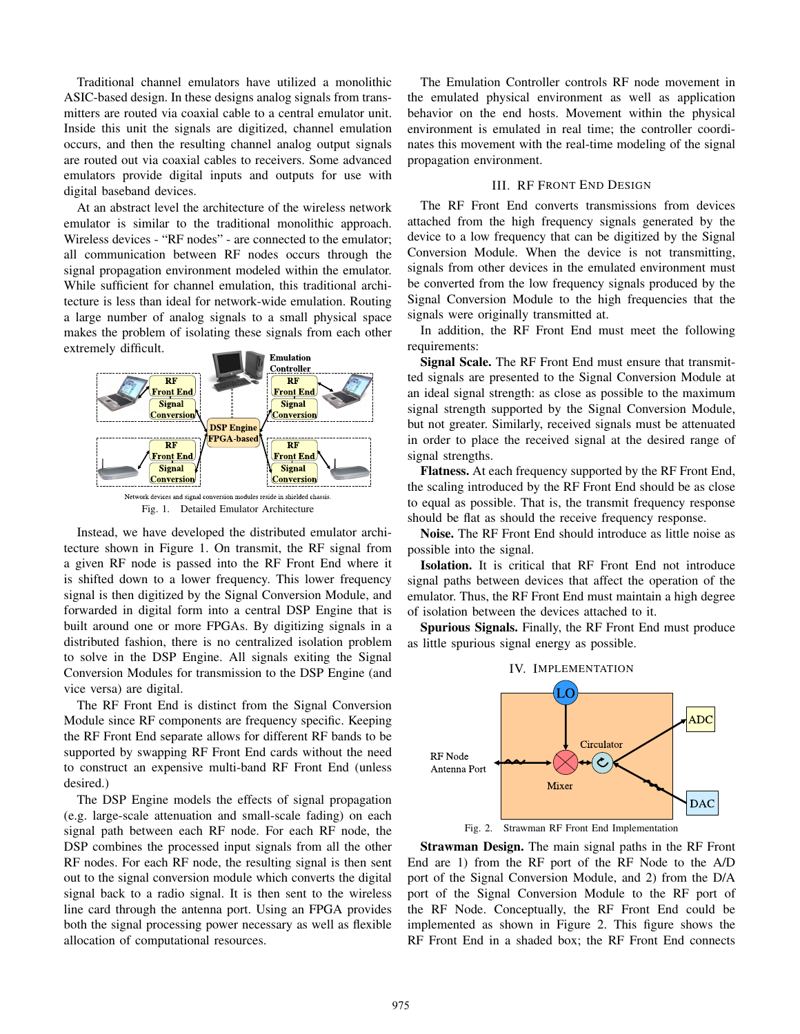Traditional channel emulators have utilized a monolithic ASIC-based design. In these designs analog signals from transmitters are routed via coaxial cable to a central emulator unit. Inside this unit the signals are digitized, channel emulation occurs, and then the resulting channel analog output signals are routed out via coaxial cables to receivers. Some advanced emulators provide digital inputs and outputs for use with digital baseband devices.

At an abstract level the architecture of the wireless network emulator is similar to the traditional monolithic approach. Wireless devices - "RF nodes" - are connected to the emulator; all communication between RF nodes occurs through the signal propagation environment modeled within the emulator. While sufficient for channel emulation, this traditional architecture is less than ideal for network-wide emulation. Routing a large number of analog signals to a small physical space makes the problem of isolating these signals from each other extremely difficult.

Network devices and signal conversion modules reside in shielded chassis.

Fig. 1. Detailed Emulator Architecture

Instead, we have developed the distributed emulator architecture shown in Figure 1. On transmit, the RF signal from a given RF node is passed into the RF Front End where it is shifted down to a lower frequency. This lower frequency signal is then digitized by the Signal Conversion Module, and forwarded in digital form into a central DSP Engine that is built around one or more FPGAs. By digitizing signals in a distributed fashion, there is no centralized isolation problem to solve in the DSP Engine. All signals exiting the Signal Conversion Modules for transmission to the DSP Engine (and vice versa) are digital.

The RF Front End is distinct from the Signal Conversion Module since RF components are frequency specific. Keeping the RF Front End separate allows for different RF bands to be supported by swapping RF Front End cards without the need to construct an expensive multi-band RF Front End (unless desired.)

The DSP Engine models the effects of signal propagation (e.g. large-scale attenuation and small-scale fading) on each signal path between each RF node. For each RF node, the DSP combines the processed input signals from all the other RF nodes. For each RF node, the resulting signal is then sent out to the signal conversion module which converts the digital signal back to a radio signal. It is then sent to the wireless line card through the antenna port. Using an FPGA provides both the signal processing power necessary as well as flexible allocation of computational resources.

The Emulation Controller controls RF node movement in the emulated physical environment as well as application behavior on the end hosts. Movement within the physical environment is emulated in real time; the controller coordinates this movement with the real-time modeling of the signal propagation environment.

## III. RF Front End Design

The RF Front End converts transmissions from devices attached from the high frequency signals generated by the device to a low frequency that can be digitized by the Signal Conversion Module. When the device is not transmitting, signals from other devices in the emulated environment must be converted from the low frequency signals produced by the Signal Conversion Module to the high frequencies that the signals were originally transmitted at.

In addition, the RF Front End must meet the following requirements:

**Signal Scale.** The RF Front End must ensure that transmitted signals are presented to the Signal Conversion Module at an ideal signal strength: as close as possible to the maximum signal strength supported by the Signal Conversion Module, but not greater. Similarly, received signals must be attenuated in order to place the received signal at the desired range of signal strengths.

**Flatness.** At each frequency supported by the RF Front End, the scaling introduced by the RF Front End should be as close to equal as possible. That is, the transmit frequency response should be flat as should the receive frequency response.

**Noise.** The RF Front End should introduce as little noise as possible into the signal.

**Isolation.** It is critical that RF Front End not introduce signal paths between devices that affect the operation of the emulator. Thus, the RF Front End must maintain a high degree of isolation between the devices attached to it.

**Spurious Signals.** Finally, the RF Front End must produce as little spurious signal energy as possible.

## IV. Implementation

Fig. 2. Strawman RF Front End Implementation

**Strawman Design.** The main signal paths in the RF Front End are 1) from the RF port of the RF Node to the A/D port of the Signal Conversion Module, and 2) from the D/A port of the Signal Conversion Module to the RF port of the RF Node. Conceptually, the RF Front End could be implemented as shown in Figure 2. This figure shows the RF Front End in a shaded box; the RF Front End connects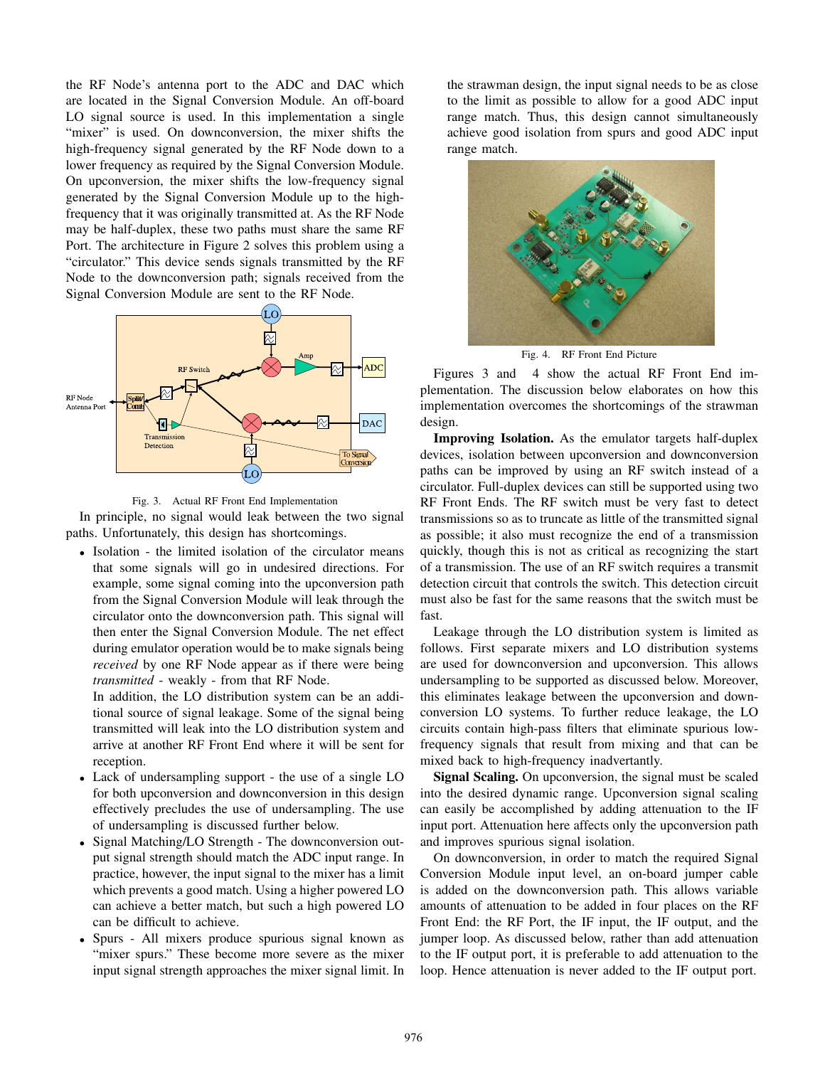the RF Node's antenna port to the ADC and DAC which are located in the Signal Conversion Module. An off-board LO signal source is used. In this implementation a single "mixer" is used. On downconversion, the mixer shifts the high-frequency signal generated by the RF Node down to a lower frequency as required by the Signal Conversion Module. On upconversion, the mixer shifts the low-frequency signal generated by the Signal Conversion Module up to the high-frequency that it was originally transmitted at. As the RF Node may be half-duplex, these two paths must share the same RF Port. The architecture in Figure 2 solves this problem using a "circulator." This device sends signals transmitted by the RF Node to the downconversion path; signals received from the Signal Conversion Module are sent to the RF Node.

Fig. 3. Actual RF Front End Implementation

In principle, no signal would leak between the two signal paths. Unfortunately, this design has shortcomings.

- Isolation - the limited isolation of the circulator means that some signals will go in undesired directions. For example, some signal coming into the upconversion path from the Signal Conversion Module will leak through the circulator onto the downconversion path. This signal will then enter the Signal Conversion Module. The net effect during emulator operation would be to make signals being *received* by one RF Node appear as if there were being *transmitted* - weakly - from that RF Node.

  In addition, the LO distribution system can be an additional source of signal leakage. Some of the signal being transmitted will leak into the LO distribution system and arrive at another RF Front End where it will be sent for reception.
- Lack of undersampling support - the use of a single LO for both upconversion and downconversion in this design effectively precludes the use of undersampling. The use of undersampling is discussed further below.
- Signal Matching/LO Strength - The downconversion output signal strength should match the ADC input range. In practice, however, the input signal to the mixer has a limit which prevents a good match. Using a higher powered LO can achieve a better match, but such a high powered LO can be difficult to achieve.
- Spurs - All mixers produce spurious signal known as "mixer spurs." These become more severe as the mixer input signal strength approaches the mixer signal limit. In the strawman design, the input signal needs to be as close to the limit as possible to allow for a good ADC input range match. Thus, this design cannot simultaneously achieve good isolation from spurs and good ADC input range match.

Fig. 4. RF Front End Picture

Figures 3 and 4 show the actual RF Front End implementation. The discussion below elaborates on how this implementation overcomes the shortcomings of the strawman design.

**Improving Isolation.** As the emulator targets half-duplex devices, isolation between upconversion and downconversion paths can be improved by using an RF switch instead of a circulator. Full-duplex devices can still be supported using two RF Front Ends. The RF switch must be very fast to detect transmissions so as to truncate as little of the transmitted signal as possible; it also must recognize the end of a transmission quickly, though this is not as critical as recognizing the start of a transmission. The use of an RF switch requires a transmit detection circuit that controls the switch. This detection circuit must also be fast for the same reasons that the switch must be fast.

Leakage through the LO distribution system is limited as follows. First separate mixers and LO distribution systems are used for downconversion and upconversion. This allows undersampling to be supported as discussed below. Moreover, this eliminates leakage between the upconversion and downconversion LO systems. To further reduce leakage, the LO circuits contain high-pass filters that eliminate spurious low-frequency signals that result from mixing and that can be mixed back to high-frequency inadvertantly.

**Signal Scaling.** On upconversion, the signal must be scaled into the desired dynamic range. Upconversion signal scaling can easily be accomplished by adding attenuation to the IF input port. Attenuation here affects only the upconversion path and improves spurious signal isolation.

On downconversion, in order to match the required Signal Conversion Module input level, an on-board jumper cable is added on the downconversion path. This allows variable amounts of attenuation to be added in four places on the RF Front End: the RF Port, the IF input, the IF output, and the jumper loop. As discussed below, rather than add attenuation to the IF output port, it is preferable to add attenuation to the loop. Hence attenuation is never added to the IF output port.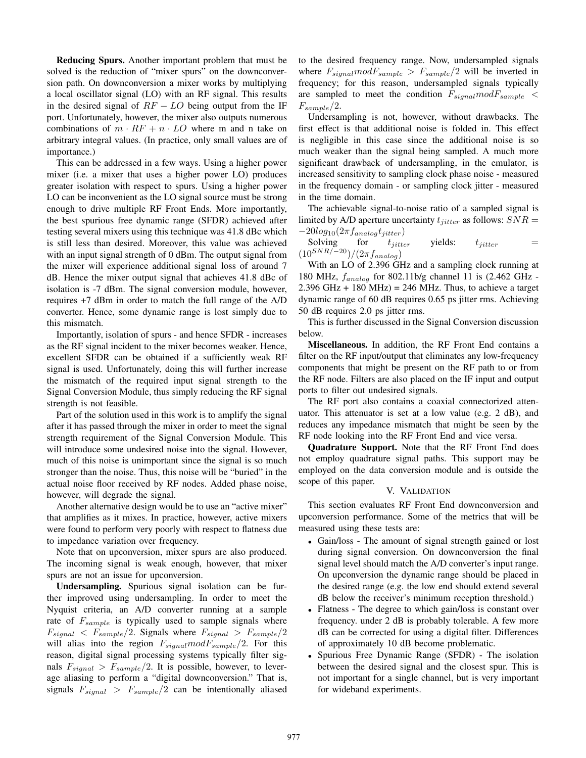**Reducing Spurs.** Another important problem that must be solved is the reduction of "mixer spurs" on the downconversion path. On downconversion a mixer works by multiplying a local oscillator signal (LO) with an RF signal. This results in the desired signal of $RF - LO$ being output from the IF port. Unfortunately, however, the mixer also outputs numerous combinations of $m \cdot RF + n \cdot LO$ where m and n take on arbitrary integral values. (In practice, only small values are of importance.)

This can be addressed in a few ways. Using a higher power mixer (i.e. a mixer that uses a higher power LO) produces greater isolation with respect to spurs. Using a higher power LO can be inconvenient as the LO signal source must be strong enough to drive multiple RF Front Ends. More importantly, the best spurious free dynamic range (SFDR) achieved after testing several mixers using this technique was 41.8 dBc which is still less than desired. Moreover, this value was achieved with an input signal strength of 0 dBm. The output signal from the mixer will experience additional signal loss of around 7 dB. Hence the mixer output signal that achieves 41.8 dBc of isolation is -7 dBm. The signal conversion module, however, requires +7 dBm in order to match the full range of the A/D converter. Hence, some dynamic range is lost simply due to this mismatch.

Importantly, isolation of spurs - and hence SFDR - increases as the RF signal incident to the mixer becomes weaker. Hence, excellent SFDR can be obtained if a sufficiently weak RF signal is used. Unfortunately, doing this will further increase the mismatch of the required input signal strength to the Signal Conversion Module, thus simply reducing the RF signal strength is not feasible.

Part of the solution used in this work is to amplify the signal after it has passed through the mixer in order to meet the signal strength requirement of the Signal Conversion Module. This will introduce some undesired noise into the signal. However, much of this noise is unimportant since the signal is so much stronger than the noise. Thus, this noise will be "buried" in the actual noise floor received by RF nodes. Added phase noise, however, will degrade the signal.

Another alternative design would be to use an "active mixer" that amplifies as it mixes. In practice, however, active mixers were found to perform very poorly with respect to flatness due to impedance variation over frequency.

Note that on upconversion, mixer spurs are also produced. The incoming signal is weak enough, however, that mixer spurs are not an issue for upconversion.

**Undersampling.** Spurious signal isolation can be further improved using undersampling. In order to meet the Nyquist criteria, an A/D converter running at a sample rate of $F_{sample}$ is typically used to sample signals where $F_{signal} < F_{sample}/2$. Signals where $F_{signal} > F_{sample}/2$ will alias into the region $F_{signal} mod F_{sample}/2$. For this reason, digital signal processing systems typically filter signals $F_{signal} > F_{sample}/2$. It is possible, however, to leverage aliasing to perform a "digital downconversion." That is, signals $F_{signal} > F_{sample}/2$ can be intentionally aliased to the desired frequency range. Now, undersampled signals where $F_{signal} mod F_{sample} > F_{sample}/2$ will be inverted in frequency; for this reason, undersampled signals typically are sampled to meet the condition $F_{signal} mod F_{sample} < F_{sample}/2$.

Undersampling is not, however, without drawbacks. The first effect is that additional noise is folded in. This effect is negligible in this case since the additional noise is so much weaker than the signal being sampled. A much more significant drawback of undersampling, in the emulator, is increased sensitivity to sampling clock phase noise - measured in the frequency domain - or sampling clock jitter - measured in the time domain.

The achievable signal-to-noise ratio of a sampled signal is limited by A/D aperture uncertainty $t_{jitter}$ as follows: $SNR = -20log_{10}(2\pi f_{analog} t_{jitter})$

Solving for $t_{jitter}$ yields: $t_{jitter} = (10^{SNR/-20})/(2\pi f_{analog})$

With an LO of 2.396 GHz and a sampling clock running at 180 MHz, $f_{analog}$ for 802.11b/g channel 11 is (2.462 GHz - 2.396 GHz + 180 MHz) = 246 MHz. Thus, to achieve a target dynamic range of 60 dB requires 0.65 ps jitter rms. Achieving 50 dB requires 2.0 ps jitter rms.

This is further discussed in the Signal Conversion discussion below.

**Miscellaneous.** In addition, the RF Front End contains a filter on the RF input/output that eliminates any low-frequency components that might be present on the RF path to or from the RF node. Filters are also placed on the IF input and output ports to filter out undesired signals.

The RF port also contains a coaxial connectorized attenuator. This attenuator is set at a low value (e.g. 2 dB), and reduces any impedance mismatch that might be seen by the RF node looking into the RF Front End and vice versa.

**Quadrature Support.** Note that the RF Front End does not employ quadrature signal paths. This support may be employed on the data conversion module and is outside the scope of this paper.

## V. Validation

This section evaluates RF Front End downconversion and upconversion performance. Some of the metrics that will be measured using these tests are:

- Gain/loss - The amount of signal strength gained or lost during signal conversion. On downconversion the final signal level should match the A/D converter's input range. On upconversion the dynamic range should be placed in the desired range (e.g. the low end should extend several dB below the receiver's minimum reception threshold.)
- Flatness - The degree to which gain/loss is constant over frequency. under 2 dB is probably tolerable. A few more dB can be corrected for using a digital filter. Differences of approximately 10 dB become problematic.
- Spurious Free Dynamic Range (SFDR) - The isolation between the desired signal and the closest spur. This is not important for a single channel, but is very important for wideband experiments.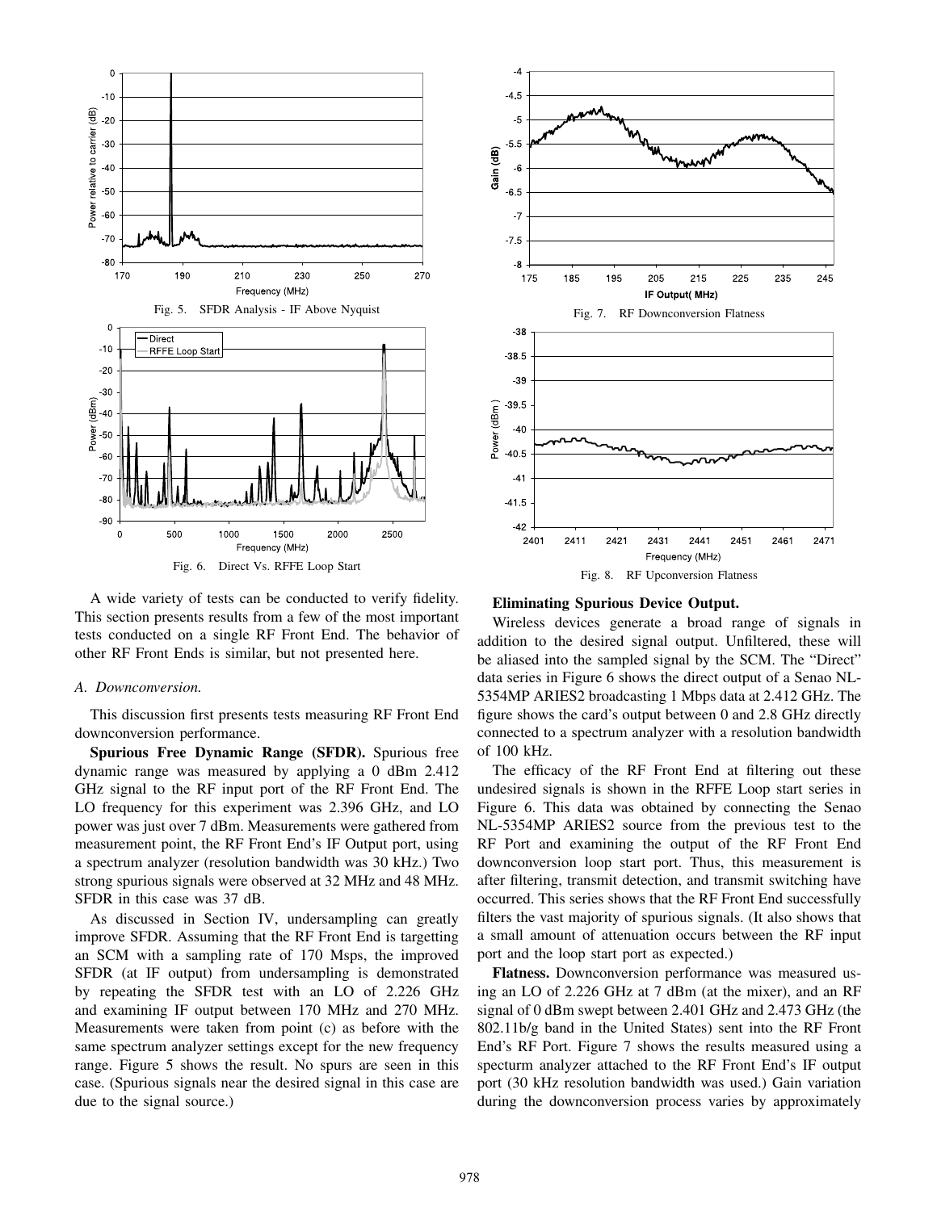Fig. 5. SFDR Analysis - IF Above Nyquist

Fig. 6. Direct Vs. RFFE Loop Start

Fig. 7. RF Downconversion Flatness

Fig. 8. RF Upconversion Flatness

A wide variety of tests can be conducted to verify fidelity. This section presents results from a few of the most important tests conducted on a single RF Front End. The behavior of other RF Front Ends is similar, but not presented here.

### *A. Downconversion.*

This discussion first presents tests measuring RF Front End downconversion performance.

**Spurious Free Dynamic Range (SFDR).** Spurious free dynamic range was measured by applying a 0 dBm 2.412 GHz signal to the RF input port of the RF Front End. The LO frequency for this experiment was 2.396 GHz, and LO power was just over 7 dBm. Measurements were gathered from measurement point, the RF Front End's IF Output port, using a spectrum analyzer (resolution bandwidth was 30 kHz.) Two strong spurious signals were observed at 32 MHz and 48 MHz. SFDR in this case was 37 dB.

As discussed in Section IV, undersampling can greatly improve SFDR. Assuming that the RF Front End is targetting an SCM with a sampling rate of 170 Msps, the improved SFDR (at IF output) from undersampling is demonstrated by repeating the SFDR test with an LO of 2.226 GHz and examining IF output between 170 MHz and 270 MHz. Measurements were taken from point (c) as before with the same spectrum analyzer settings except for the new frequency range. Figure 5 shows the result. No spurs are seen in this case. (Spurious signals near the desired signal in this case are due to the signal source.)

**Eliminating Spurious Device Output.**

Wireless devices generate a broad range of signals in addition to the desired signal output. Unfiltered, these will be aliased into the sampled signal by the SCM. The "Direct" data series in Figure 6 shows the direct output of a Senao NL-5354MP ARIES2 broadcasting 1 Mbps data at 2.412 GHz. The figure shows the card's output between 0 and 2.8 GHz directly connected to a spectrum analyzer with a resolution bandwidth of 100 kHz.

The efficacy of the RF Front End at filtering out these undesired signals is shown in the RFFE Loop start series in Figure 6. This data was obtained by connecting the Senao NL-5354MP ARIES2 source from the previous test to the RF Port and examining the output of the RF Front End downconversion loop start port. Thus, this measurement is after filtering, transmit detection, and transmit switching have occurred. This series shows that the RF Front End successfully filters the vast majority of spurious signals. (It also shows that a small amount of attenuation occurs between the RF input port and the loop start port as expected.)

**Flatness.** Downconversion performance was measured using an LO of 2.226 GHz at 7 dBm (at the mixer), and an RF signal of 0 dBm swept between 2.401 GHz and 2.473 GHz (the 802.11b/g band in the United States) sent into the RF Front End's RF Port. Figure 7 shows the results measured using a specturm analyzer attached to the RF Front End's IF output port (30 kHz resolution bandwidth was used.) Gain variation during the downconversion process varies by approximately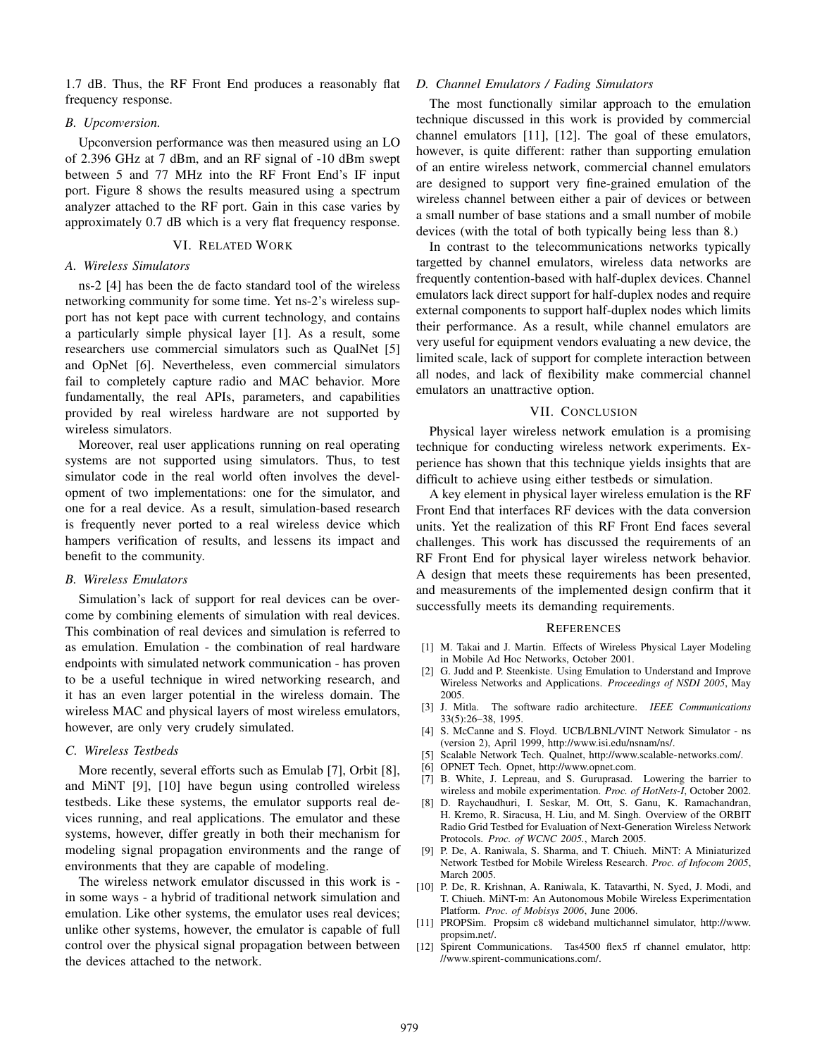1.7 dB. Thus, the RF Front End produces a reasonably flat frequency response.

### B. Upconversion.

Upconversion performance was then measured using an LO of 2.396 GHz at 7 dBm, and an RF signal of -10 dBm swept between 5 and 77 MHz into the RF Front End's IF input port. Figure 8 shows the results measured using a spectrum analyzer attached to the RF port. Gain in this case varies by approximately 0.7 dB which is a very flat frequency response.

## VI. Related Work

### A. Wireless Simulators

ns-2 [4] has been the de facto standard tool of the wireless networking community for some time. Yet ns-2's wireless support has not kept pace with current technology, and contains a particularly simple physical layer [1]. As a result, some researchers use commercial simulators such as QualNet [5] and OpNet [6]. Nevertheless, even commercial simulators fail to completely capture radio and MAC behavior. More fundamentally, the real APIs, parameters, and capabilities provided by real wireless hardware are not supported by wireless simulators.

Moreover, real user applications running on real operating systems are not supported using simulators. Thus, to test simulator code in the real world often involves the development of two implementations: one for the simulator, and one for a real device. As a result, simulation-based research is frequently never ported to a real wireless device which hampers verification of results, and lessens its impact and benefit to the community.

### B. Wireless Emulators

Simulation's lack of support for real devices can be overcome by combining elements of simulation with real devices. This combination of real devices and simulation is referred to as emulation. Emulation - the combination of real hardware endpoints with simulated network communication - has proven to be a useful technique in wired networking research, and it has an even larger potential in the wireless domain. The wireless MAC and physical layers of most wireless emulators, however, are only very crudely simulated.

### C. Wireless Testbeds

More recently, several efforts such as Emulab [7], Orbit [8], and MiNT [9], [10] have begun using controlled wireless testbeds. Like these systems, the emulator supports real devices running, and real applications. The emulator and these systems, however, differ greatly in both their mechanism for modeling signal propagation environments and the range of environments that they are capable of modeling.

The wireless network emulator discussed in this work is - in some ways - a hybrid of traditional network simulation and emulation. Like other systems, the emulator uses real devices; unlike other systems, however, the emulator is capable of full control over the physical signal propagation between between the devices attached to the network.

### D. Channel Emulators / Fading Simulators

The most functionally similar approach to the emulation technique discussed in this work is provided by commercial channel emulators [11], [12]. The goal of these emulators, however, is quite different: rather than supporting emulation of an entire wireless network, commercial channel emulators are designed to support very fine-grained emulation of the wireless channel between either a pair of devices or between a small number of base stations and a small number of mobile devices (with the total of both typically being less than 8.)

In contrast to the telecommunications networks typically targetted by channel emulators, wireless data networks are frequently contention-based with half-duplex devices. Channel emulators lack direct support for half-duplex nodes and require external components to support half-duplex nodes which limits their performance. As a result, while channel emulators are very useful for equipment vendors evaluating a new device, the limited scale, lack of support for complete interaction between all nodes, and lack of flexibility make commercial channel emulators an unattractive option.

## VII. Conclusion

Physical layer wireless network emulation is a promising technique for conducting wireless network experiments. Experience has shown that this technique yields insights that are difficult to achieve using either testbeds or simulation.

A key element in physical layer wireless emulation is the RF Front End that interfaces RF devices with the data conversion units. Yet the realization of this RF Front End faces several challenges. This work has discussed the requirements of an RF Front End for physical layer wireless network behavior. A design that meets these requirements has been presented, and measurements of the implemented design confirm that it successfully meets its demanding requirements.

## References

[1] M. Takai and J. Martin. Effects of Wireless Physical Layer Modeling in Mobile Ad Hoc Networks, October 2001.

[2] G. Judd and P. Steenkiste. Using Emulation to Understand and Improve Wireless Networks and Applications. *Proceedings of NSDI 2005*, May 2005.

[3] J. Mitla. The software radio architecture. *IEEE Communications* 33(5):26–38, 1995.

[4] S. McCanne and S. Floyd. UCB/LBNL/VINT Network Simulator - ns (version 2), April 1999, http://www.isi.edu/nsnam/ns/.

[5] Scalable Network Tech. Qualnet, http://www.scalable-networks.com/.

[6] OPNET Tech. Opnet, http://www.opnet.com.

[7] B. White, J. Lepreau, and S. Guruprasad. Lowering the barrier to wireless and mobile experimentation. *Proc. of HotNets-I*, October 2002.

[8] D. Raychaudhuri, I. Seskar, M. Ott, S. Ganu, K. Ramachandran, H. Kremo, R. Siracusa, H. Liu, and M. Singh. Overview of the ORBIT Radio Grid Testbed for Evaluation of Next-Generation Wireless Network Protocols. *Proc. of WCNC 2005.*, March 2005.

[9] P. De, A. Raniwala, S. Sharma, and T. Chiueh. MiNT: A Miniaturized Network Testbed for Mobile Wireless Research. *Proc. of Infocom 2005*, March 2005.

[10] P. De, R. Krishnan, A. Raniwala, K. Tatavarthi, N. Syed, J. Modi, and T. Chiueh. MiNT-m: An Autonomous Mobile Wireless Experimentation Platform. *Proc. of Mobisys 2006*, June 2006.

[11] PROPSim. Propsim c8 wideband multichannel simulator, http://www.propsim.net/.

[12] Spirent Communications. Tas4500 flex5 rf channel emulator, http://www.spirent-communications.com/.